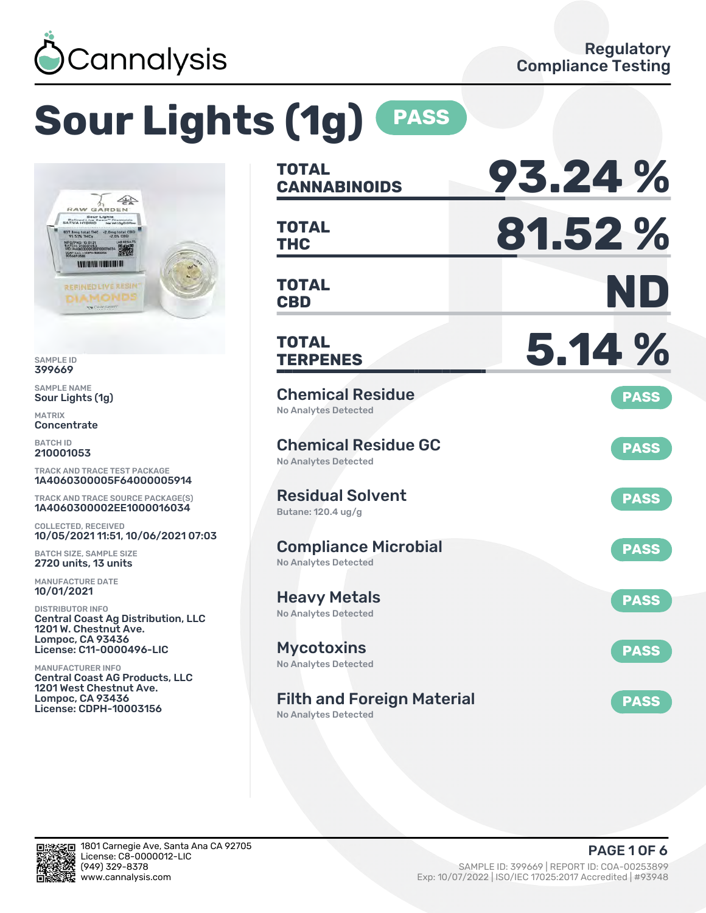Cannalysis

Regulatory Compliance Testing

# Sour Lights (1g) PASS

SAMPLE ID
399669

SAMPLE NAME
Sour Lights (1g)

MATRIX
Concentrate

BATCH ID
210001053

TRACK AND TRACE TEST PACKAGE
1A4060300005F64000005914

TRACK AND TRACE SOURCE PACKAGE(S)
1A4060300002EE1000016034

COLLECTED, RECEIVED
10/05/2021 11:51, 10/06/2021 07:03

BATCH SIZE, SAMPLE SIZE
2720 units, 13 units

MANUFACTURE DATE
10/01/2021

DISTRIBUTOR INFO
Central Coast Ag Distribution, LLC
1201 W. Chestnut Ave.
Lompoc, CA 93436
License: C11-0000496-LIC

MANUFACTURER INFO
Central Coast AG Products, LLC
1201 West Chestnut Ave.
Lompoc, CA 93436
License: CDPH-10003156

| | |
|---|---|
| **TOTAL CANNABINOIDS** | **93.24 %** |
| **TOTAL THC** | **81.52 %** |
| **TOTAL CBD** | **ND** |
| **TOTAL TERPENES** | **5.14 %** |

| Test | Result |
|---|---|
| **Chemical Residue** – No Analytes Detected | PASS |
| **Chemical Residue GC** – No Analytes Detected | PASS |
| **Residual Solvent** – Butane: 120.4 ug/g | PASS |
| **Compliance Microbial** – No Analytes Detected | PASS |
| **Heavy Metals** – No Analytes Detected | PASS |
| **Mycotoxins** – No Analytes Detected | PASS |
| **Filth and Foreign Material** – No Analytes Detected | PASS |

1801 Carnegie Ave, Santa Ana CA 92705
License: C8-0000012-LIC
(949) 329-8378
www.cannalysis.com

SAMPLE ID: 399669 | REPORT ID: COA-00253899
Exp: 10/07/2022 | ISO/IEC 17025:2017 Accredited | #93948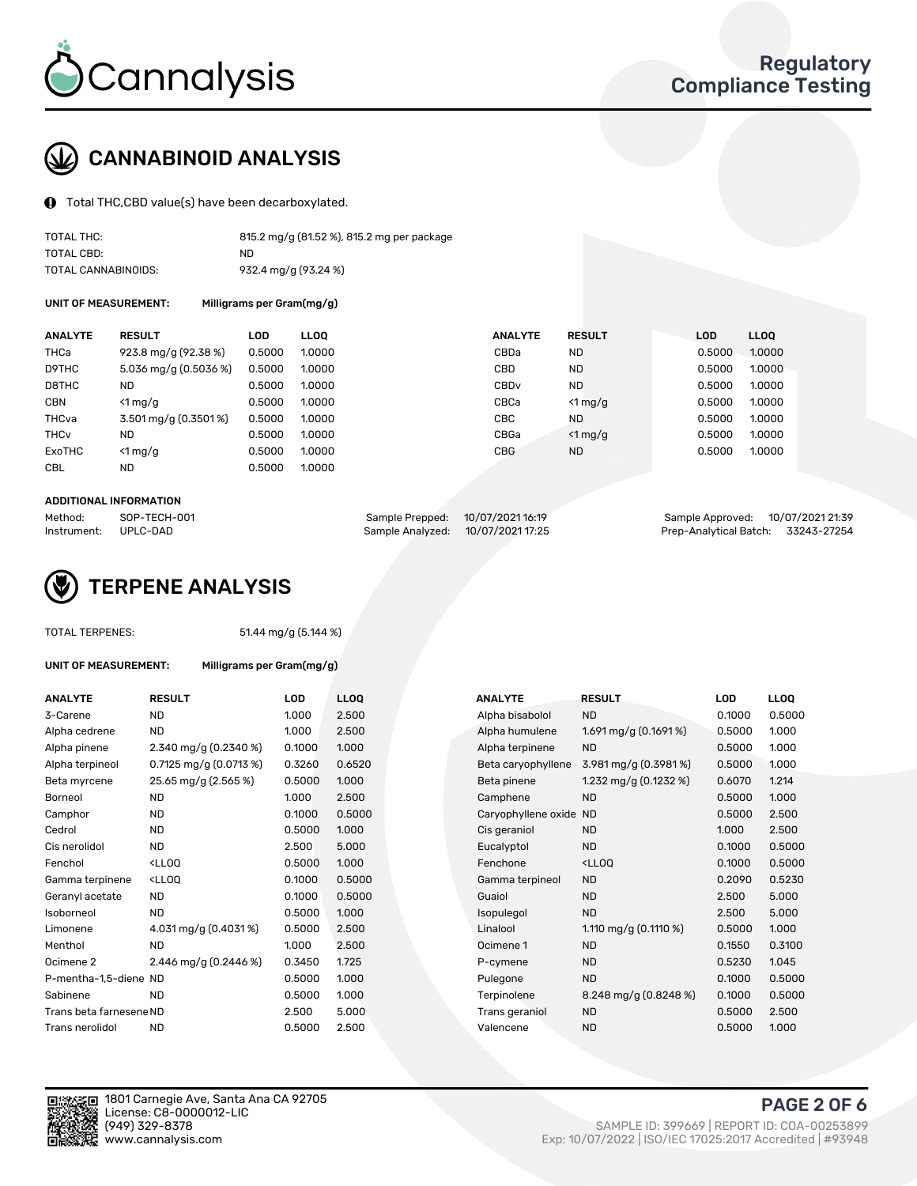## CANNABINOID ANALYSIS

Total THC,CBD value(s) have been decarboxylated.

| | |
|---|---|
| TOTAL THC: | 815.2 mg/g (81.52 %), 815.2 mg per package |
| TOTAL CBD: | ND |
| TOTAL CANNABINOIDS: | 932.4 mg/g (93.24 %) |

**UNIT OF MEASUREMENT:** Milligrams per Gram(mg/g)

| ANALYTE | RESULT | LOD | LLOQ | ANALYTE | RESULT | LOD | LLOQ |
|---|---|---|---|---|---|---|---|
| THCa | 923.8 mg/g (92.38 %) | 0.5000 | 1.0000 | CBDa | ND | 0.5000 | 1.0000 |
| D9THC | 5.036 mg/g (0.5036 %) | 0.5000 | 1.0000 | CBD | ND | 0.5000 | 1.0000 |
| D8THC | ND | 0.5000 | 1.0000 | CBDv | ND | 0.5000 | 1.0000 |
| CBN | <1 mg/g | 0.5000 | 1.0000 | CBCa | <1 mg/g | 0.5000 | 1.0000 |
| THCva | 3.501 mg/g (0.3501 %) | 0.5000 | 1.0000 | CBC | ND | 0.5000 | 1.0000 |
| THCv | ND | 0.5000 | 1.0000 | CBGa | <1 mg/g | 0.5000 | 1.0000 |
| ExoTHC | <1 mg/g | 0.5000 | 1.0000 | CBG | ND | 0.5000 | 1.0000 |
| CBL | ND | 0.5000 | 1.0000 | | | | |

**ADDITIONAL INFORMATION**

| | | | | | |
|---|---|---|---|---|---|
| Method: | SOP-TECH-001 | Sample Prepped: | 10/07/2021 16:19 | Sample Approved: | 10/07/2021 21:39 |
| Instrument: | UPLC-DAD | Sample Analyzed: | 10/07/2021 17:25 | Prep-Analytical Batch: | 33243-27254 |

## TERPENE ANALYSIS

TOTAL TERPENES: 51.44 mg/g (5.144 %)

**UNIT OF MEASUREMENT:** Milligrams per Gram(mg/g)

| ANALYTE | RESULT | LOD | LLOQ | ANALYTE | RESULT | LOD | LLOQ |
|---|---|---|---|---|---|---|---|
| 3-Carene | ND | 1.000 | 2.500 | Alpha bisabolol | ND | 0.1000 | 0.5000 |
| Alpha cedrene | ND | 1.000 | 2.500 | Alpha humulene | 1.691 mg/g (0.1691 %) | 0.5000 | 1.000 |
| Alpha pinene | 2.340 mg/g (0.2340 %) | 0.1000 | 1.000 | Alpha terpinene | ND | 0.5000 | 1.000 |
| Alpha terpineol | 0.7125 mg/g (0.0713 %) | 0.3260 | 0.6520 | Beta caryophyllene | 3.981 mg/g (0.3981 %) | 0.5000 | 1.000 |
| Beta myrcene | 25.65 mg/g (2.565 %) | 0.5000 | 1.000 | Beta pinene | 1.232 mg/g (0.1232 %) | 0.6070 | 1.214 |
| Borneol | ND | 1.000 | 2.500 | Camphene | ND | 0.5000 | 1.000 |
| Camphor | ND | 0.1000 | 0.5000 | Caryophyllene oxide | ND | 0.5000 | 2.500 |
| Cedrol | ND | 0.5000 | 1.000 | Cis geraniol | ND | 1.000 | 2.500 |
| Cis nerolidol | ND | 2.500 | 5.000 | Eucalyptol | ND | 0.1000 | 0.5000 |
| Fenchol | <LLOQ | 0.5000 | 1.000 | Fenchone | <LLOQ | 0.1000 | 0.5000 |
| Gamma terpinene | <LLOQ | 0.1000 | 0.5000 | Gamma terpineol | ND | 0.2090 | 0.5230 |
| Geranyl acetate | ND | 0.1000 | 0.5000 | Guaiol | ND | 2.500 | 5.000 |
| Isoborneol | ND | 0.5000 | 1.000 | Isopulegol | ND | 2.500 | 5.000 |
| Limonene | 4.031 mg/g (0.4031 %) | 0.5000 | 2.500 | Linalool | 1.110 mg/g (0.1110 %) | 0.5000 | 1.000 |
| Menthol | ND | 1.000 | 2.500 | Ocimene 1 | ND | 0.1550 | 0.3100 |
| Ocimene 2 | 2.446 mg/g (0.2446 %) | 0.3450 | 1.725 | P-cymene | ND | 0.5230 | 1.045 |
| P-mentha-1,5-diene | ND | 0.5000 | 1.000 | Pulegone | ND | 0.1000 | 0.5000 |
| Sabinene | ND | 0.5000 | 1.000 | Terpinolene | 8.248 mg/g (0.8248 %) | 0.1000 | 0.5000 |
| Trans beta farnesene | ND | 2.500 | 5.000 | Trans geraniol | ND | 0.5000 | 2.500 |
| Trans nerolidol | ND | 0.5000 | 2.500 | Valencene | ND | 0.5000 | 1.000 |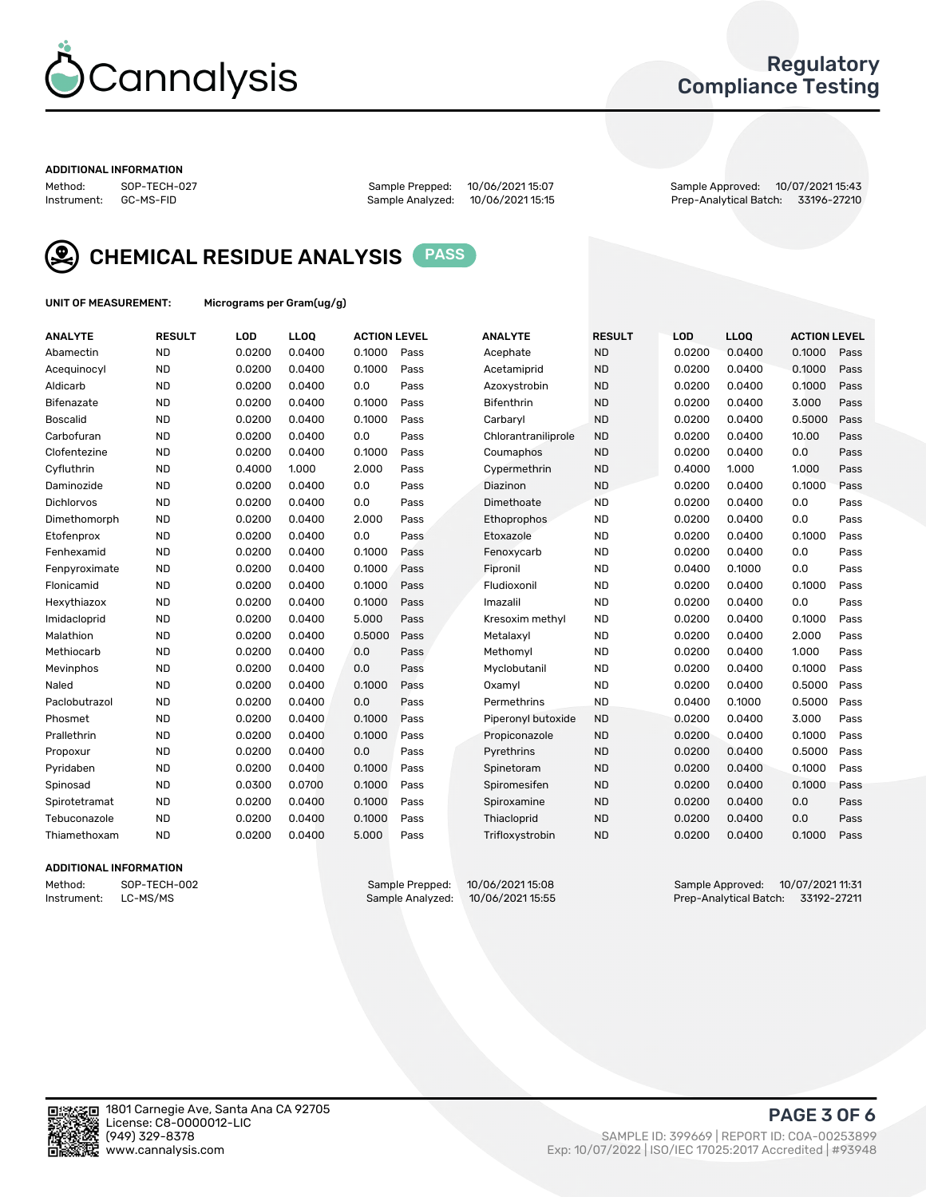Cannalysis

# Regulatory Compliance Testing

**ADDITIONAL INFORMATION**

Method: SOP-TECH-027
Instrument: GC-MS-FID
Sample Prepped: 10/06/2021 15:07
Sample Analyzed: 10/06/2021 15:15
Sample Approved: 10/07/2021 15:43
Prep-Analytical Batch: 33196-27210

## CHEMICAL RESIDUE ANALYSIS PASS

**UNIT OF MEASUREMENT:** Micrograms per Gram(ug/g)

| ANALYTE | RESULT | LOD | LLOQ | ACTION LEVEL | | ANALYTE | RESULT | LOD | LLOQ | ACTION LEVEL | |
|---|---|---|---|---|---|---|---|---|---|---|---|
| Abamectin | ND | 0.0200 | 0.0400 | 0.1000 | Pass | Acephate | ND | 0.0200 | 0.0400 | 0.1000 | Pass |
| Acequinocyl | ND | 0.0200 | 0.0400 | 0.1000 | Pass | Acetamiprid | ND | 0.0200 | 0.0400 | 0.1000 | Pass |
| Aldicarb | ND | 0.0200 | 0.0400 | 0.0 | Pass | Azoxystrobin | ND | 0.0200 | 0.0400 | 0.1000 | Pass |
| Bifenazate | ND | 0.0200 | 0.0400 | 0.1000 | Pass | Bifenthrin | ND | 0.0200 | 0.0400 | 3.000 | Pass |
| Boscalid | ND | 0.0200 | 0.0400 | 0.1000 | Pass | Carbaryl | ND | 0.0200 | 0.0400 | 0.5000 | Pass |
| Carbofuran | ND | 0.0200 | 0.0400 | 0.0 | Pass | Chlorantraniliprole | ND | 0.0200 | 0.0400 | 10.00 | Pass |
| Clofentezine | ND | 0.0200 | 0.0400 | 0.1000 | Pass | Coumaphos | ND | 0.0200 | 0.0400 | 0.0 | Pass |
| Cyfluthrin | ND | 0.4000 | 1.000 | 2.000 | Pass | Cypermethrin | ND | 0.4000 | 1.000 | 1.000 | Pass |
| Daminozide | ND | 0.0200 | 0.0400 | 0.0 | Pass | Diazinon | ND | 0.0200 | 0.0400 | 0.1000 | Pass |
| Dichlorvos | ND | 0.0200 | 0.0400 | 0.0 | Pass | Dimethoate | ND | 0.0200 | 0.0400 | 0.0 | Pass |
| Dimethomorph | ND | 0.0200 | 0.0400 | 2.000 | Pass | Ethoprophos | ND | 0.0200 | 0.0400 | 0.0 | Pass |
| Etofenprox | ND | 0.0200 | 0.0400 | 0.0 | Pass | Etoxazole | ND | 0.0200 | 0.0400 | 0.1000 | Pass |
| Fenhexamid | ND | 0.0200 | 0.0400 | 0.1000 | Pass | Fenoxycarb | ND | 0.0200 | 0.0400 | 0.0 | Pass |
| Fenpyroximate | ND | 0.0200 | 0.0400 | 0.1000 | Pass | Fipronil | ND | 0.0400 | 0.1000 | 0.0 | Pass |
| Flonicamid | ND | 0.0200 | 0.0400 | 0.1000 | Pass | Fludioxonil | ND | 0.0200 | 0.0400 | 0.1000 | Pass |
| Hexythiazox | ND | 0.0200 | 0.0400 | 0.1000 | Pass | Imazalil | ND | 0.0200 | 0.0400 | 0.0 | Pass |
| Imidacloprid | ND | 0.0200 | 0.0400 | 5.000 | Pass | Kresoxim methyl | ND | 0.0200 | 0.0400 | 0.1000 | Pass |
| Malathion | ND | 0.0200 | 0.0400 | 0.5000 | Pass | Metalaxyl | ND | 0.0200 | 0.0400 | 2.000 | Pass |
| Methiocarb | ND | 0.0200 | 0.0400 | 0.0 | Pass | Methomyl | ND | 0.0200 | 0.0400 | 1.000 | Pass |
| Mevinphos | ND | 0.0200 | 0.0400 | 0.0 | Pass | Myclobutanil | ND | 0.0200 | 0.0400 | 0.1000 | Pass |
| Naled | ND | 0.0200 | 0.0400 | 0.1000 | Pass | Oxamyl | ND | 0.0200 | 0.0400 | 0.5000 | Pass |
| Paclobutrazol | ND | 0.0200 | 0.0400 | 0.0 | Pass | Permethrins | ND | 0.0400 | 0.1000 | 0.5000 | Pass |
| Phosmet | ND | 0.0200 | 0.0400 | 0.1000 | Pass | Piperonyl butoxide | ND | 0.0200 | 0.0400 | 3.000 | Pass |
| Prallethrin | ND | 0.0200 | 0.0400 | 0.1000 | Pass | Propiconazole | ND | 0.0200 | 0.0400 | 0.1000 | Pass |
| Propoxur | ND | 0.0200 | 0.0400 | 0.0 | Pass | Pyrethrins | ND | 0.0200 | 0.0400 | 0.5000 | Pass |
| Pyridaben | ND | 0.0200 | 0.0400 | 0.1000 | Pass | Spinetoram | ND | 0.0200 | 0.0400 | 0.1000 | Pass |
| Spinosad | ND | 0.0300 | 0.0700 | 0.1000 | Pass | Spiromesifen | ND | 0.0200 | 0.0400 | 0.1000 | Pass |
| Spirotetramat | ND | 0.0200 | 0.0400 | 0.1000 | Pass | Spiroxamine | ND | 0.0200 | 0.0400 | 0.0 | Pass |
| Tebuconazole | ND | 0.0200 | 0.0400 | 0.1000 | Pass | Thiacloprid | ND | 0.0200 | 0.0400 | 0.0 | Pass |
| Thiamethoxam | ND | 0.0200 | 0.0400 | 5.000 | Pass | Trifloxystrobin | ND | 0.0200 | 0.0400 | 0.1000 | Pass |

**ADDITIONAL INFORMATION**

Method: SOP-TECH-002
Instrument: LC-MS/MS
Sample Prepped: 10/06/2021 15:08
Sample Analyzed: 10/06/2021 15:55
Sample Approved: 10/07/2021 11:31
Prep-Analytical Batch: 33192-27211

1801 Carnegie Ave, Santa Ana CA 92705
License: C8-0000012-LIC
(949) 329-8378
www.cannalysis.com

SAMPLE ID: 399669 | REPORT ID: COA-00253899
Exp: 10/07/2022 | ISO/IEC 17025:2017 Accredited | #93948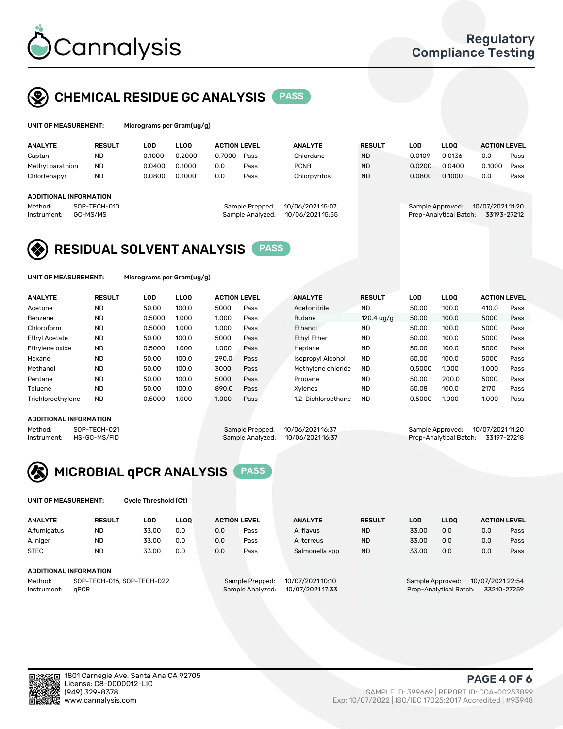# Cannalysis

Regulatory Compliance Testing

## CHEMICAL RESIDUE GC ANALYSIS PASS

**UNIT OF MEASUREMENT:** Micrograms per Gram(ug/g)

| ANALYTE | RESULT | LOD | LLOQ | ACTION LEVEL | | ANALYTE | RESULT | LOD | LLOQ | ACTION LEVEL | |
|---|---|---|---|---|---|---|---|---|---|---|---|
| Captan | ND | 0.1000 | 0.2000 | 0.7000 | Pass | Chlordane | ND | 0.0109 | 0.0136 | 0.0 | Pass |
| Methyl parathion | ND | 0.0400 | 0.1000 | 0.0 | Pass | PCNB | ND | 0.0200 | 0.0400 | 0.1000 | Pass |
| Chlorfenapyr | ND | 0.0800 | 0.1000 | 0.0 | Pass | Chlorpyrifos | ND | 0.0800 | 0.1000 | 0.0 | Pass |

**ADDITIONAL INFORMATION**

Method: SOP-TECH-010
Instrument: GC-MS/MS

Sample Prepped: 10/06/2021 15:07
Sample Analyzed: 10/06/2021 15:55

Sample Approved: 10/07/2021 11:20
Prep-Analytical Batch: 33193-27212

## RESIDUAL SOLVENT ANALYSIS PASS

**UNIT OF MEASUREMENT:** Micrograms per Gram(ug/g)

| ANALYTE | RESULT | LOD | LLOQ | ACTION LEVEL | | ANALYTE | RESULT | LOD | LLOQ | ACTION LEVEL | |
|---|---|---|---|---|---|---|---|---|---|---|---|
| Acetone | ND | 50.00 | 100.0 | 5000 | Pass | Acetonitrile | ND | 50.00 | 100.0 | 410.0 | Pass |
| Benzene | ND | 0.5000 | 1.000 | 1.000 | Pass | Butane | 120.4 ug/g | 50.00 | 100.0 | 5000 | Pass |
| Chloroform | ND | 0.5000 | 1.000 | 1.000 | Pass | Ethanol | ND | 50.00 | 100.0 | 5000 | Pass |
| Ethyl Acetate | ND | 50.00 | 100.0 | 5000 | Pass | Ethyl Ether | ND | 50.00 | 100.0 | 5000 | Pass |
| Ethylene oxide | ND | 0.5000 | 1.000 | 1.000 | Pass | Heptane | ND | 50.00 | 100.0 | 5000 | Pass |
| Hexane | ND | 50.00 | 100.0 | 290.0 | Pass | Isopropyl Alcohol | ND | 50.00 | 100.0 | 5000 | Pass |
| Methanol | ND | 50.00 | 100.0 | 3000 | Pass | Methylene chloride | ND | 0.5000 | 1.000 | 1.000 | Pass |
| Pentane | ND | 50.00 | 100.0 | 5000 | Pass | Propane | ND | 50.00 | 200.0 | 5000 | Pass |
| Toluene | ND | 50.00 | 100.0 | 890.0 | Pass | Xylenes | ND | 50.08 | 100.0 | 2170 | Pass |
| Trichloroethylene | ND | 0.5000 | 1.000 | 1.000 | Pass | 1,2-Dichloroethane | ND | 0.5000 | 1.000 | 1.000 | Pass |

**ADDITIONAL INFORMATION**

Method: SOP-TECH-021
Instrument: HS-GC-MS/FID

Sample Prepped: 10/06/2021 16:37
Sample Analyzed: 10/06/2021 16:37

Sample Approved: 10/07/2021 11:20
Prep-Analytical Batch: 33197-27218

## MICROBIAL qPCR ANALYSIS PASS

**UNIT OF MEASUREMENT:** Cycle Threshold (Ct)

| ANALYTE | RESULT | LOD | LLOQ | ACTION LEVEL | | ANALYTE | RESULT | LOD | LLOQ | ACTION LEVEL | |
|---|---|---|---|---|---|---|---|---|---|---|---|
| A.fumigatus | ND | 33.00 | 0.0 | 0.0 | Pass | A. flavus | ND | 33.00 | 0.0 | 0.0 | Pass |
| A. niger | ND | 33.00 | 0.0 | 0.0 | Pass | A. terreus | ND | 33.00 | 0.0 | 0.0 | Pass |
| STEC | ND | 33.00 | 0.0 | 0.0 | Pass | Salmonella spp | ND | 33.00 | 0.0 | 0.0 | Pass |

**ADDITIONAL INFORMATION**

Method: SOP-TECH-016, SOP-TECH-022
Instrument: qPCR

Sample Prepped: 10/07/2021 10:10
Sample Analyzed: 10/07/2021 17:33

Sample Approved: 10/07/2021 22:54
Prep-Analytical Batch: 33210-27259

1801 Carnegie Ave, Santa Ana CA 92705
License: C8-0000012-LIC
(949) 329-8378
www.cannalysis.com

SAMPLE ID: 399669 | REPORT ID: COA-00253899
Exp: 10/07/2022 | ISO/IEC 17025:2017 Accredited | #93948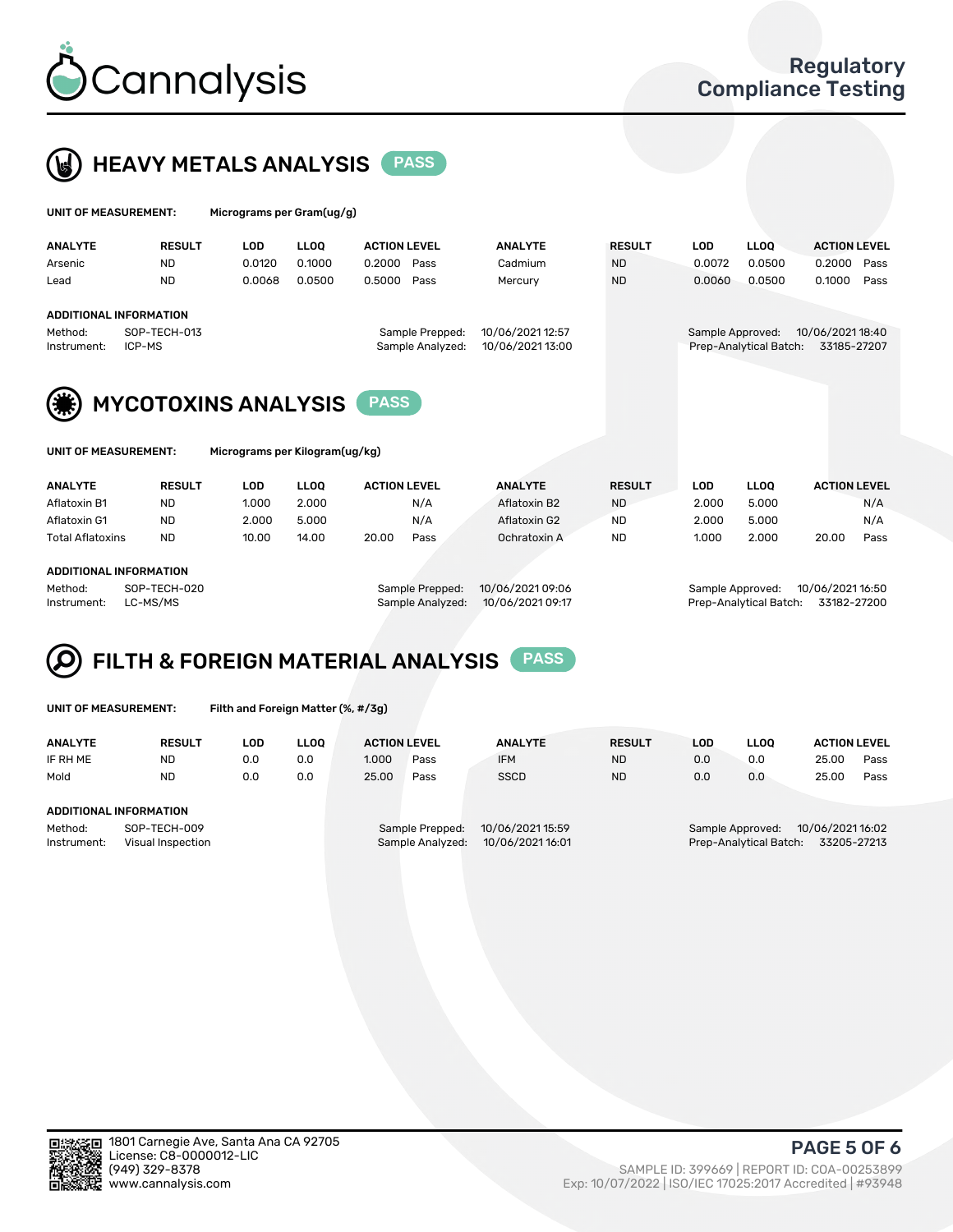# Cannalysis

## Regulatory Compliance Testing

## HEAVY METALS ANALYSIS PASS

**UNIT OF MEASUREMENT:** Micrograms per Gram(ug/g)

| ANALYTE | RESULT | LOD | LLOQ | ACTION LEVEL | | ANALYTE | RESULT | LOD | LLOQ | ACTION LEVEL | |
|---|---|---|---|---|---|---|---|---|---|---|---|
| Arsenic | ND | 0.0120 | 0.1000 | 0.2000 | Pass | Cadmium | ND | 0.0072 | 0.0500 | 0.2000 | Pass |
| Lead | ND | 0.0068 | 0.0500 | 0.5000 | Pass | Mercury | ND | 0.0060 | 0.0500 | 0.1000 | Pass |

**ADDITIONAL INFORMATION**

Method: SOP-TECH-013
Instrument: ICP-MS
Sample Prepped: 10/06/2021 12:57
Sample Analyzed: 10/06/2021 13:00
Sample Approved: 10/06/2021 18:40
Prep-Analytical Batch: 33185-27207

## MYCOTOXINS ANALYSIS PASS

**UNIT OF MEASUREMENT:** Micrograms per Kilogram(ug/kg)

| ANALYTE | RESULT | LOD | LLOQ | ACTION LEVEL | | ANALYTE | RESULT | LOD | LLOQ | ACTION LEVEL | |
|---|---|---|---|---|---|---|---|---|---|---|---|
| Aflatoxin B1 | ND | 1.000 | 2.000 | | N/A | Aflatoxin B2 | ND | 2.000 | 5.000 | | N/A |
| Aflatoxin G1 | ND | 2.000 | 5.000 | | N/A | Aflatoxin G2 | ND | 2.000 | 5.000 | | N/A |
| Total Aflatoxins | ND | 10.00 | 14.00 | 20.00 | Pass | Ochratoxin A | ND | 1.000 | 2.000 | 20.00 | Pass |

**ADDITIONAL INFORMATION**

Method: SOP-TECH-020
Instrument: LC-MS/MS
Sample Prepped: 10/06/2021 09:06
Sample Analyzed: 10/06/2021 09:17
Sample Approved: 10/06/2021 16:50
Prep-Analytical Batch: 33182-27200

## FILTH & FOREIGN MATERIAL ANALYSIS PASS

**UNIT OF MEASUREMENT:** Filth and Foreign Matter (%, #/3g)

| ANALYTE | RESULT | LOD | LLOQ | ACTION LEVEL | | ANALYTE | RESULT | LOD | LLOQ | ACTION LEVEL | |
|---|---|---|---|---|---|---|---|---|---|---|---|
| IF RH ME | ND | 0.0 | 0.0 | 1.000 | Pass | IFM | ND | 0.0 | 0.0 | 25.00 | Pass |
| Mold | ND | 0.0 | 0.0 | 25.00 | Pass | SSCD | ND | 0.0 | 0.0 | 25.00 | Pass |

**ADDITIONAL INFORMATION**

Method: SOP-TECH-009
Instrument: Visual Inspection
Sample Prepped: 10/06/2021 15:59
Sample Analyzed: 10/06/2021 16:01
Sample Approved: 10/06/2021 16:02
Prep-Analytical Batch: 33205-27213

1801 Carnegie Ave, Santa Ana CA 92705
License: C8-0000012-LIC
(949) 329-8378
www.cannalysis.com

SAMPLE ID: 399669 | REPORT ID: COA-00253899
Exp: 10/07/2022 | ISO/IEC 17025:2017 Accredited | #93948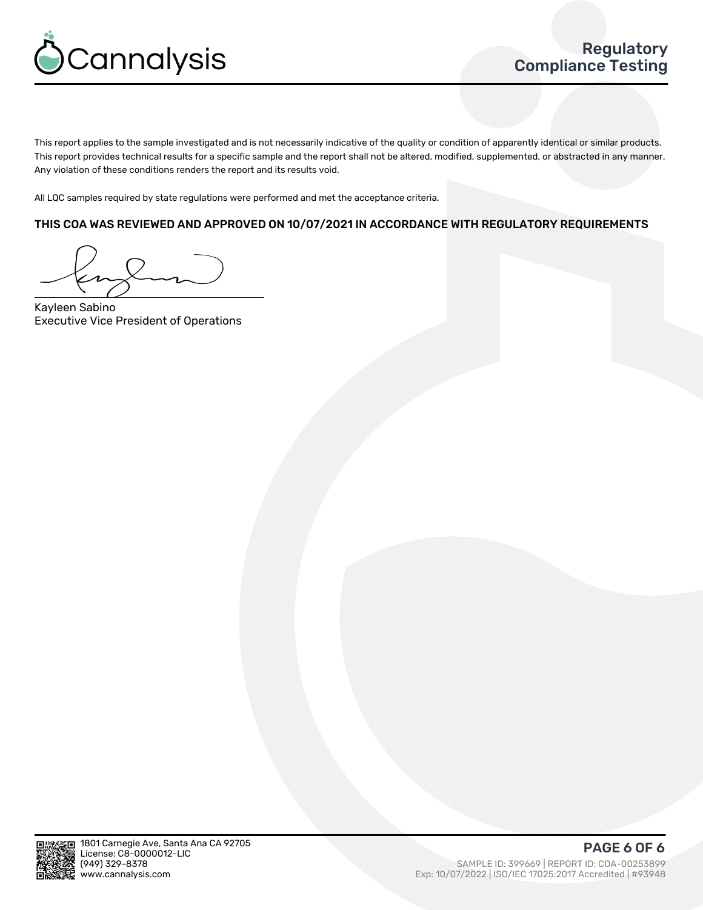This report applies to the sample investigated and is not necessarily indicative of the quality or condition of apparently identical or similar products. This report provides technical results for a specific sample and the report shall not be altered, modified, supplemented, or abstracted in any manner. Any violation of these conditions renders the report and its results void.

All LQC samples required by state regulations were performed and met the acceptance criteria.

**THIS COA WAS REVIEWED AND APPROVED ON 10/07/2021 IN ACCORDANCE WITH REGULATORY REQUIREMENTS**

Kayleen Sabino
Executive Vice President of Operations